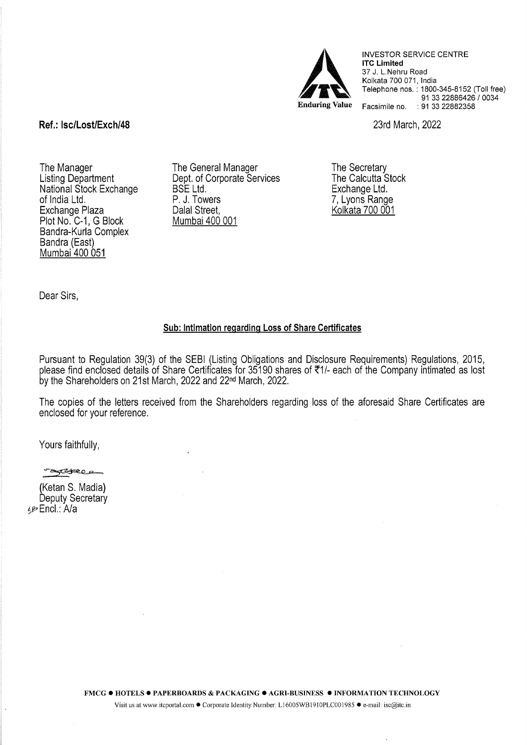INVESTOR SERVICE CENTRE
**ITC Limited**
37 J. L.Nehru Road
Kolkata 700 071, India
Telephone nos. : 1800-345-8152 (Toll free)
91 33 22886426 / 0034
Facsimile no. : 91 33 22882358

Enduring Value

**Ref.: Isc/Lost/Exch/48**

23rd March, 2022

The Manager
Listing Department
National Stock Exchange of India Ltd.
Exchange Plaza
Plot No. C-1, G Block
Bandra-Kurla Complex
Bandra (East)
Mumbai 400 051

The General Manager
Dept. of Corporate Services
BSE Ltd.
P. J. Towers
Dalal Street,
Mumbai 400 001

The Secretary
The Calcutta Stock Exchange Ltd.
7, Lyons Range
Kolkata 700 001

Dear Sirs,

**Sub: Intimation regarding Loss of Share Certificates**

Pursuant to Regulation 39(3) of the SEBI (Listing Obligations and Disclosure Requirements) Regulations, 2015, please find enclosed details of Share Certificates for 35190 shares of ₹1/- each of the Company intimated as lost by the Shareholders on 21st March, 2022 and 22nd March, 2022.

The copies of the letters received from the Shareholders regarding loss of the aforesaid Share Certificates are enclosed for your reference.

Yours faithfully,

(Ketan S. Madia)
Deputy Secretary
Encl.: A/a

FMCG • HOTELS • PAPERBOARDS & PACKAGING • AGRI-BUSINESS • INFORMATION TECHNOLOGY

Visit us at www.itcportal.com • Corporate Identity Number: L16005WB1910PLC001985 • e-mail: isc@itc.in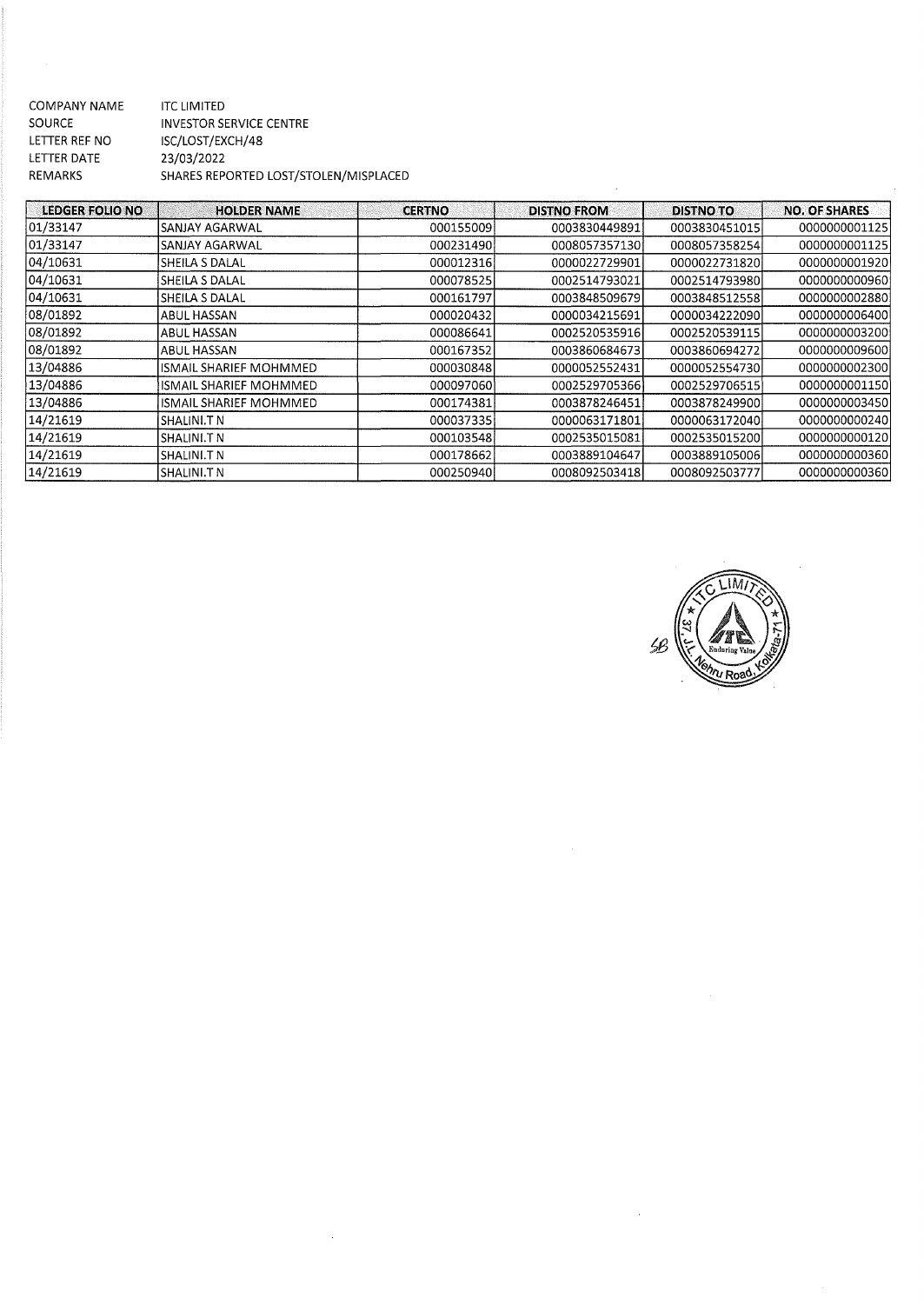COMPANY NAME ITC LIMITED
SOURCE INVESTOR SERVICE CENTRE
LETTER REF NO ISC/LOST/EXCH/48
LETTER DATE 23/03/2022
REMARKS SHARES REPORTED LOST/STOLEN/MISPLACED

| LEDGER FOLIO NO | HOLDER NAME | CERTNO | DISTNO FROM | DISTNO TO | NO. OF SHARES |
|---|---|---|---|---|---|
| 01/33147 | SANJAY AGARWAL | 000155009 | 0003830449891 | 0003830451015 | 0000000001125 |
| 01/33147 | SANJAY AGARWAL | 000231490 | 0008057357130 | 0008057358254 | 0000000001125 |
| 04/10631 | SHEILA S DALAL | 000012316 | 0000022729901 | 0000022731820 | 0000000001920 |
| 04/10631 | SHEILA S DALAL | 000078525 | 0002514793021 | 0002514793980 | 0000000000960 |
| 04/10631 | SHEILA S DALAL | 000161797 | 0003848509679 | 0003848512558 | 0000000002880 |
| 08/01892 | ABUL HASSAN | 000020432 | 0000034215691 | 0000034222090 | 0000000006400 |
| 08/01892 | ABUL HASSAN | 000086641 | 0002520535916 | 0002520539115 | 0000000003200 |
| 08/01892 | ABUL HASSAN | 000167352 | 0003860684673 | 0003860694272 | 0000000009600 |
| 13/04886 | ISMAIL SHARIEF MOHMMED | 000030848 | 0000052552431 | 0000052554730 | 0000000002300 |
| 13/04886 | ISMAIL SHARIEF MOHMMED | 000097060 | 0002529705366 | 0002529706515 | 0000000001150 |
| 13/04886 | ISMAIL SHARIEF MOHMMED | 000174381 | 0003878246451 | 0003878249900 | 0000000003450 |
| 14/21619 | SHALINI.T N | 000037335 | 0000063171801 | 0000063172040 | 0000000000240 |
| 14/21619 | SHALINI.T N | 000103548 | 0002535015081 | 0002535015200 | 0000000000120 |
| 14/21619 | SHALINI.T N | 000178662 | 0003889104647 | 0003889105006 | 0000000000360 |
| 14/21619 | SHALINI.T N | 000250940 | 0008092503418 | 0008092503777 | 0000000000360 |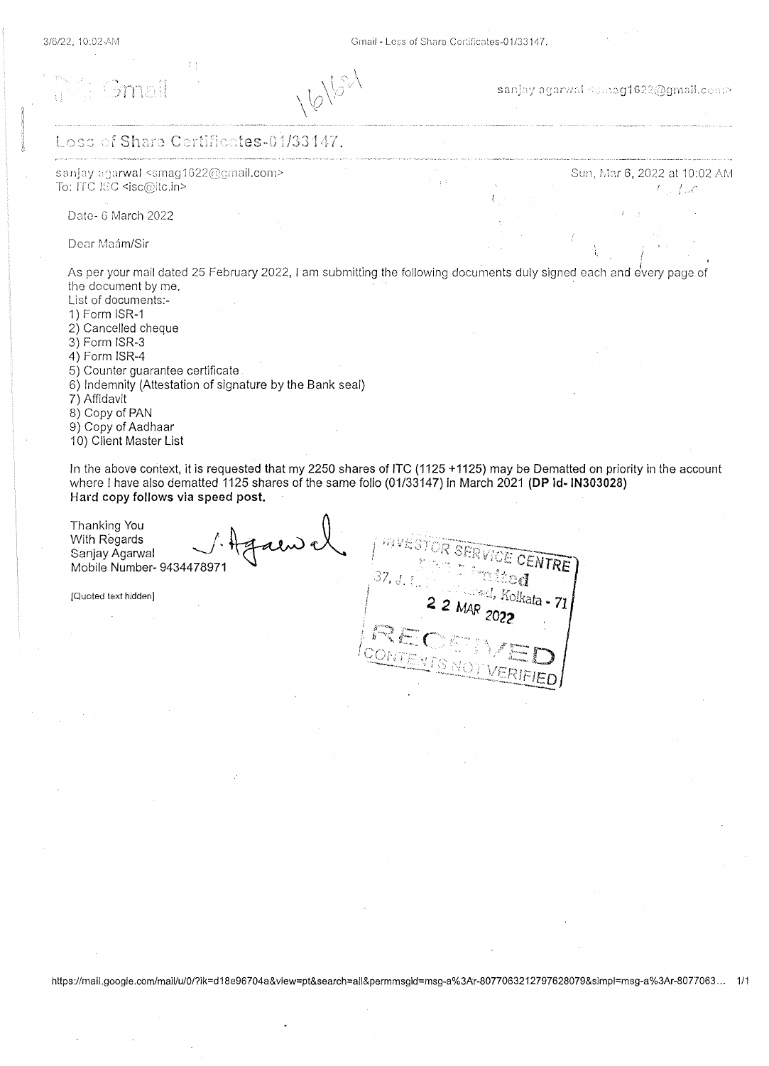Gmail

16164

sanjay agarwal <smag1622@gmail.com>

# Loss of Share Certificates-01/33147.

sanjay agarwal <smag1622@gmail.com>
To: ITC ISC <isc@itc.in>

Sun, Mar 6, 2022 at 10:02 AM

Date- 6 March 2022

Dear Maám/Sir

As per your mail dated 25 February 2022, I am submitting the following documents duly signed each and every page of the document by me.

List of documents:-

1) Form ISR-1
2) Cancelled cheque
3) Form ISR-3
4) Form ISR-4
5) Counter guarantee certificate
6) Indemnity (Attestation of signature by the Bank seal)
7) Affidavit
8) Copy of PAN
9) Copy of Aadhaar
10) Client Master List

In the above context, it is requested that my 2250 shares of ITC (1125 +1125) may be Dematted on priority in the account where I have also dematted 1125 shares of the same folio (01/33147) in March 2021 **(DP id- IN303028)**
**Hard copy follows via speed post.**

Thanking You
With Regards
Sanjay Agarwal
Mobile Number- 9434478971

[Quoted text hidden]

INVESTOR SERVICE CENTRE
ITC Limited
37, J. L. Nehru Road, Kolkata - 71
22 MAR 2022
RECEIVED
CONTENTS NOT VERIFIED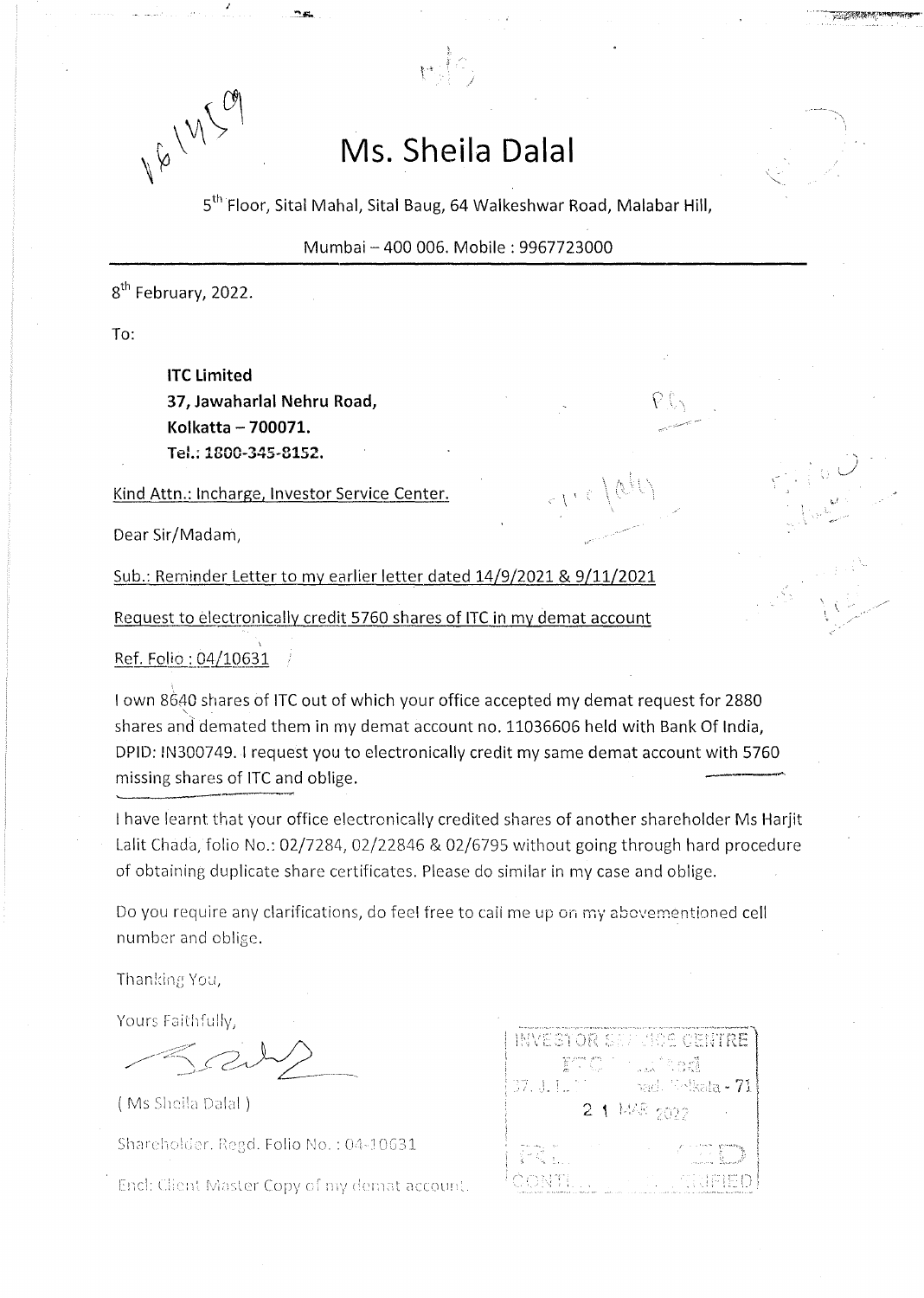# Ms. Sheila Dalal

5th Floor, Sital Mahal, Sital Baug, 64 Walkeshwar Road, Malabar Hill,

Mumbai – 400 006. Mobile : 9967723000

8th February, 2022.

To:

**ITC Limited**
**37, Jawaharlal Nehru Road,**
**Kolkatta – 700071.**
**Tel.: 1800-345-8152.**

Kind Attn.: Incharge, Investor Service Center.

Dear Sir/Madam,

Sub.: Reminder Letter to my earlier letter dated 14/9/2021 & 9/11/2021

Request to electronically credit 5760 shares of ITC in my demat account

Ref. Folio : 04/10631

I own 8640 shares of ITC out of which your office accepted my demat request for 2880 shares and demated them in my demat account no. 11036606 held with Bank Of India, DPID: IN300749. I request you to electronically credit my same demat account with 5760 missing shares of ITC and oblige.

I have learnt that your office electronically credited shares of another shareholder Ms Harjit Lalit Chada, folio No.: 02/7284, 02/22846 & 02/6795 without going through hard procedure of obtaining duplicate share certificates. Please do similar in my case and oblige.

Do you require any clarifications, do feel free to call me up on my abovementioned cell number and oblige.

Thanking You,

Yours Faithfully,

( Ms Sheila Dalal )

Shareholder. Regd. Folio No. : 04-10631

Encl: Client Master Copy of my demat account.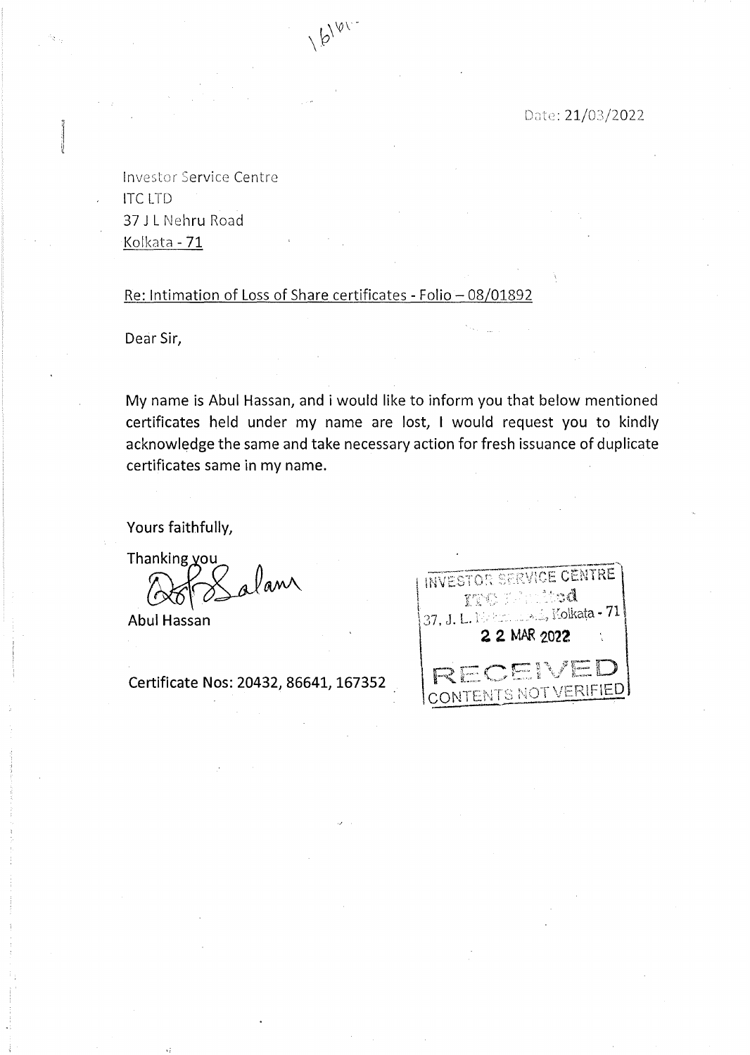16161

Date: 21/03/2022

Investor Service Centre
ITC LTD
37 J L Nehru Road
Kolkata - 71

Re: Intimation of Loss of Share certificates - Folio – 08/01892

Dear Sir,

My name is Abul Hassan, and i would like to inform you that below mentioned certificates held under my name are lost, I would request you to kindly acknowledge the same and take necessary action for fresh issuance of duplicate certificates same in my name.

Yours faithfully,

Thanking you

Abul Hassan

Certificate Nos: 20432, 86641, 167352

INVESTOR SERVICE CENTRE
ITC Limited
37, J. L. Nehru Road, Kolkata - 71
22 MAR 2022
RECEIVED
CONTENTS NOT VERIFIED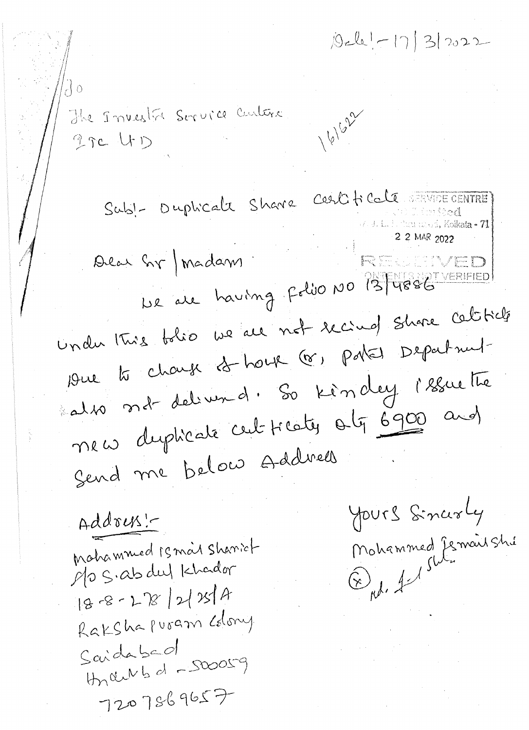Date:- 17/3/2022

To
The Investor Service Centre
ITC LTD

16/6/22

Sub:- Duplicate Share Certificate

SERVICE CENTRE
Limited
Kolkata - 71
22 MAR 2022
RECEIVED
CONTENTS NOT VERIFIED

Dear Sir / Madam

We are having Folio No 13/4886 under this folio we are not received share certificate due to change of house (or) postal department also not delivered. So kindly issue the new duplicate certificate Qty 6900 and send me below Address

Address:-
Mohammed Ismail Sharief
S/o S. abdul Khader
18-8-278/2/25/A
Rakshapuram Colony
Saidabad
Hyderabad - 500059
7207869657

Yours Sincerely
Mohammed Ismail Sharief
(x) Md. Ismail Sh.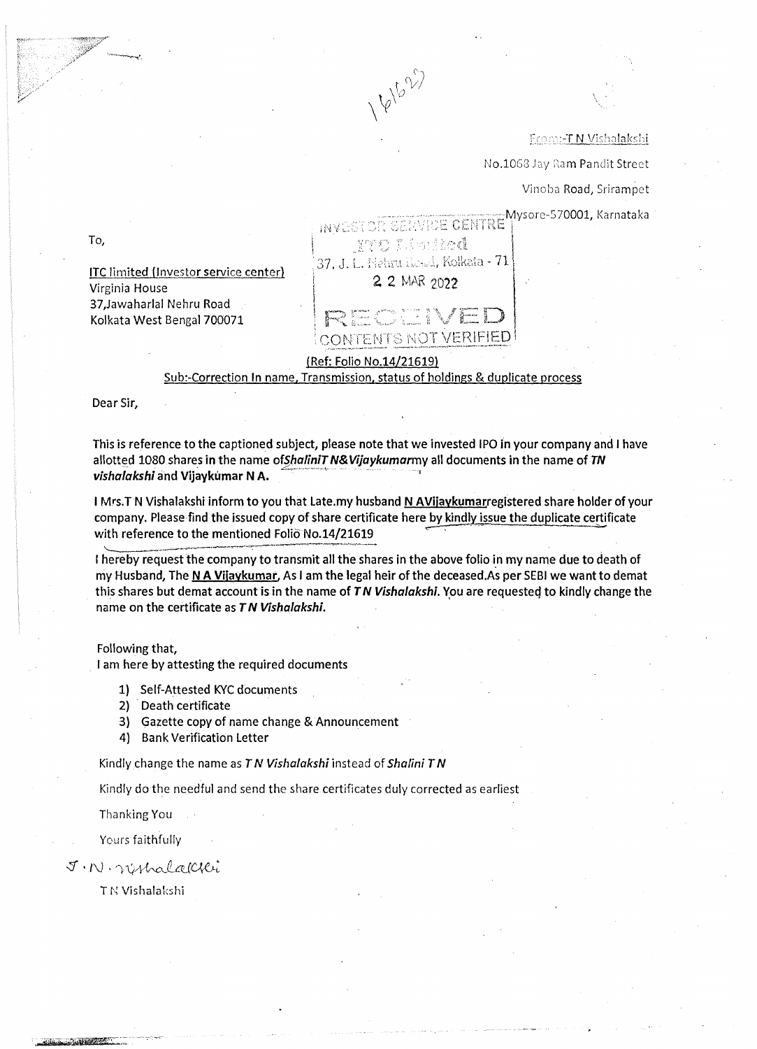161629

From:-T N Vishalakshi

No.1068 Jay Ram Pandit Street

Vinoba Road, Srirampet

Mysore-570001, Karnataka

To,

ITC limited (Investor service center)
Virginia House
37,Jawaharlal Nehru Road
Kolkata West Bengal 700071

INVESTOR SERVICE CENTRE
ITC Limited
37, J. L. Nehru Road, Kolkata - 71
22 MAR 2022
RECEIVED
CONTENTS NOT VERIFIED

(Ref: Folio No.14/21619)

Sub:-Correction In name, Transmission, status of holdings & duplicate process

Dear Sir,

This is reference to the captioned subject, please note that we invested IPO in your company and I have allotted 1080 shares in the name of***ShaliniT N&Vijaykumar***my all documents in the name of ***TN vishalakshi*** and Vijaykumar N A.

I Mrs.T N Vishalakshi inform to you that Late.my husband N AVijaykumarregistered share holder of your company. Please find the issued copy of share certificate here by kindly issue the duplicate certificate with reference to the mentioned Folio No.14/21619

I hereby request the company to transmit all the shares in the above folio in my name due to death of my Husband, The N A Vijaykumar, As I am the legal heir of the deceased.As per SEBI we want to demat this shares but demat account is in the name of ***T N Vishalakshi.*** You are requested to kindly change the name on the certificate as ***T N Vishalakshi.***

Following that,
I am here by attesting the required documents

1) Self-Attested KYC documents
2) Death certificate
3) Gazette copy of name change & Announcement
4) Bank Verification Letter

Kindly change the name as ***T N Vishalakshi*** instead of ***Shalini T N***

Kindly do the needful and send the share certificates duly corrected as earliest

Thanking You

Yours faithfully

T.N. Vishalakshi

T N Vishalakshi